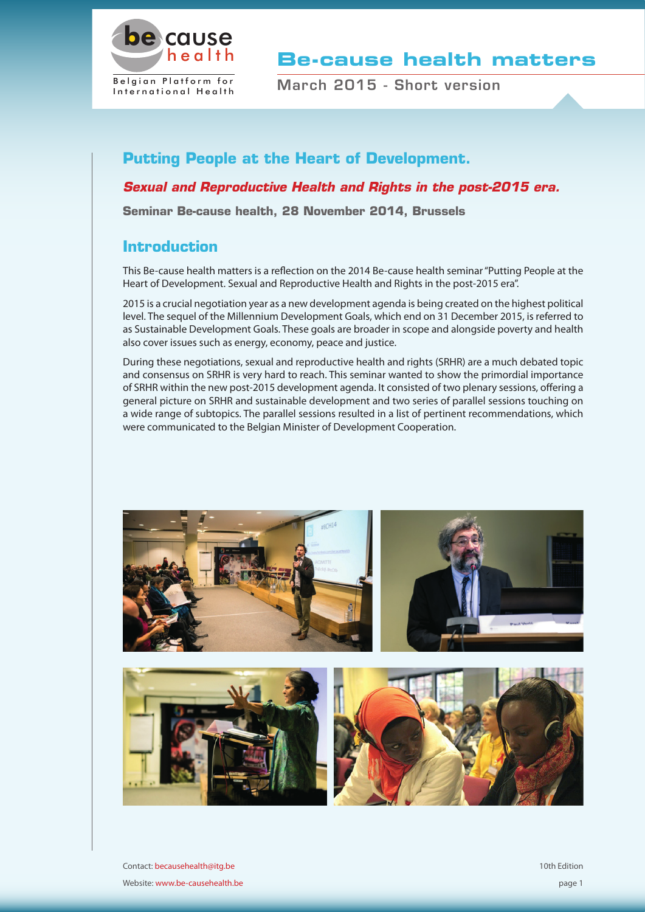# Be-cause health matters

March 2015 - Short version

## Putting People at the Heart of Development.

### *Sexual and Reproductive Health and Rights in the post-2015 era.*

**Seminar Be-cause health, 28 November 2014, Brussels**

## Introduction

This Be-cause health matters is a reflection on the 2014 Be-cause health seminar "Putting People at the Heart of Development. Sexual and Reproductive Health and Rights in the post-2015 era".

2015 is a crucial negotiation year as a new development agenda is being created on the highest political level. The sequel of the Millennium Development Goals, which end on 31 December 2015, is referred to as Sustainable Development Goals. These goals are broader in scope and alongside poverty and health also cover issues such as energy, economy, peace and justice.

During these negotiations, sexual and reproductive health and rights (SRHR) are a much debated topic and consensus on SRHR is very hard to reach. This seminar wanted to show the primordial importance of SRHR within the new post-2015 development agenda. It consisted of two plenary sessions, offering a general picture on SRHR and sustainable development and two series of parallel sessions touching on a wide range of subtopics. The parallel sessions resulted in a list of pertinent recommendations, which were communicated to the Belgian Minister of Development Cooperation.

Contact: becausehealth@itg.be

Website: www.be-causehealth.be

10th Edition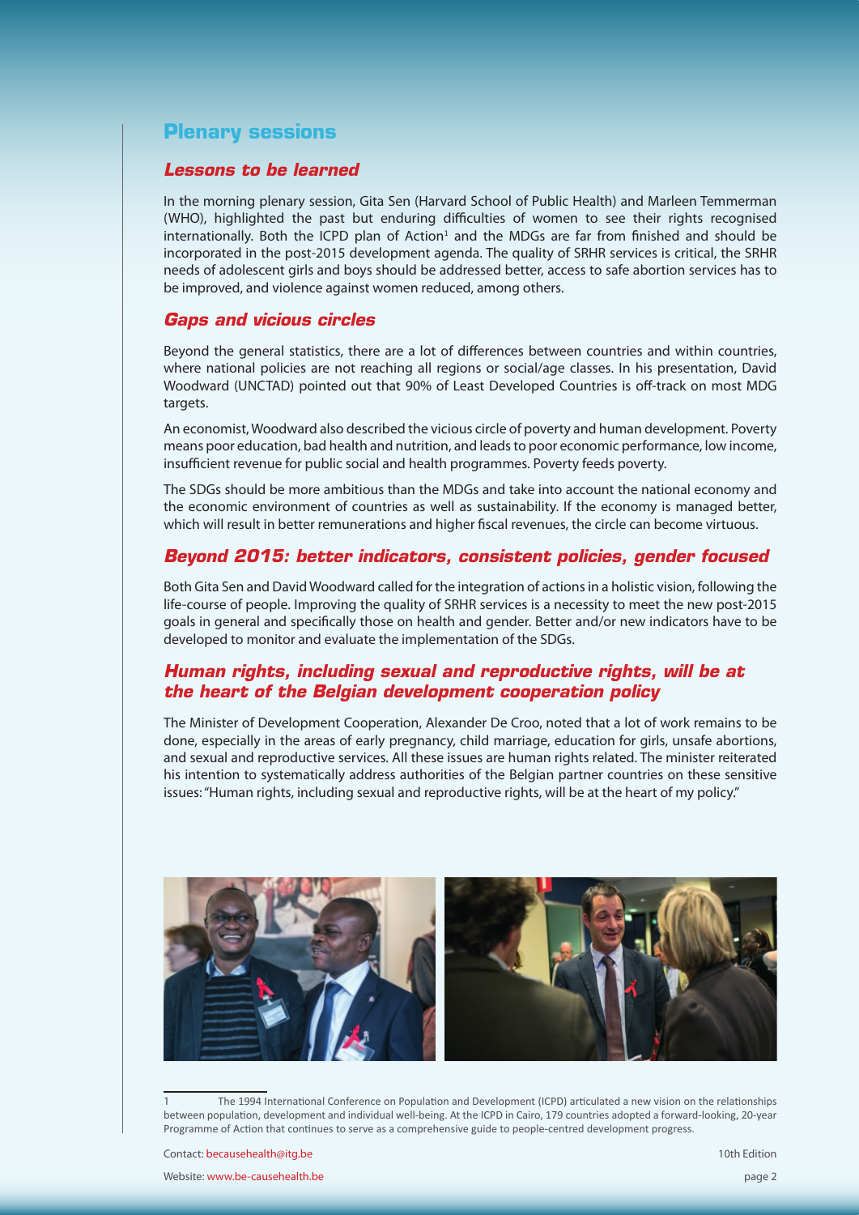## Plenary sessions

### *Lessons to be learned*

In the morning plenary session, Gita Sen (Harvard School of Public Health) and Marleen Temmerman (WHO), highlighted the past but enduring difficulties of women to see their rights recognised internationally. Both the ICPD plan of Action[1] and the MDGs are far from finished and should be incorporated in the post-2015 development agenda. The quality of SRHR services is critical, the SRHR needs of adolescent girls and boys should be addressed better, access to safe abortion services has to be improved, and violence against women reduced, among others.

### *Gaps and vicious circles*

Beyond the general statistics, there are a lot of differences between countries and within countries, where national policies are not reaching all regions or social/age classes. In his presentation, David Woodward (UNCTAD) pointed out that 90% of Least Developed Countries is off-track on most MDG targets.

An economist, Woodward also described the vicious circle of poverty and human development. Poverty means poor education, bad health and nutrition, and leads to poor economic performance, low income, insufficient revenue for public social and health programmes. Poverty feeds poverty.

The SDGs should be more ambitious than the MDGs and take into account the national economy and the economic environment of countries as well as sustainability. If the economy is managed better, which will result in better remunerations and higher fiscal revenues, the circle can become virtuous.

### *Beyond 2015: better indicators, consistent policies, gender focused*

Both Gita Sen and David Woodward called for the integration of actions in a holistic vision, following the life-course of people. Improving the quality of SRHR services is a necessity to meet the new post-2015 goals in general and specifically those on health and gender. Better and/or new indicators have to be developed to monitor and evaluate the implementation of the SDGs.

### *Human rights, including sexual and reproductive rights, will be at the heart of the Belgian development cooperation policy*

The Minister of Development Cooperation, Alexander De Croo, noted that a lot of work remains to be done, especially in the areas of early pregnancy, child marriage, education for girls, unsafe abortions, and sexual and reproductive services. All these issues are human rights related. The minister reiterated his intention to systematically address authorities of the Belgian partner countries on these sensitive issues: "Human rights, including sexual and reproductive rights, will be at the heart of my policy."

---

[1] The 1994 International Conference on Population and Development (ICPD) articulated a new vision on the relationships between population, development and individual well-being. At the ICPD in Cairo, 179 countries adopted a forward-looking, 20-year Programme of Action that continues to serve as a comprehensive guide to people-centred development progress.

Contact: becausehealth@itg.be

Website: www.be-causehealth.be

10th Edition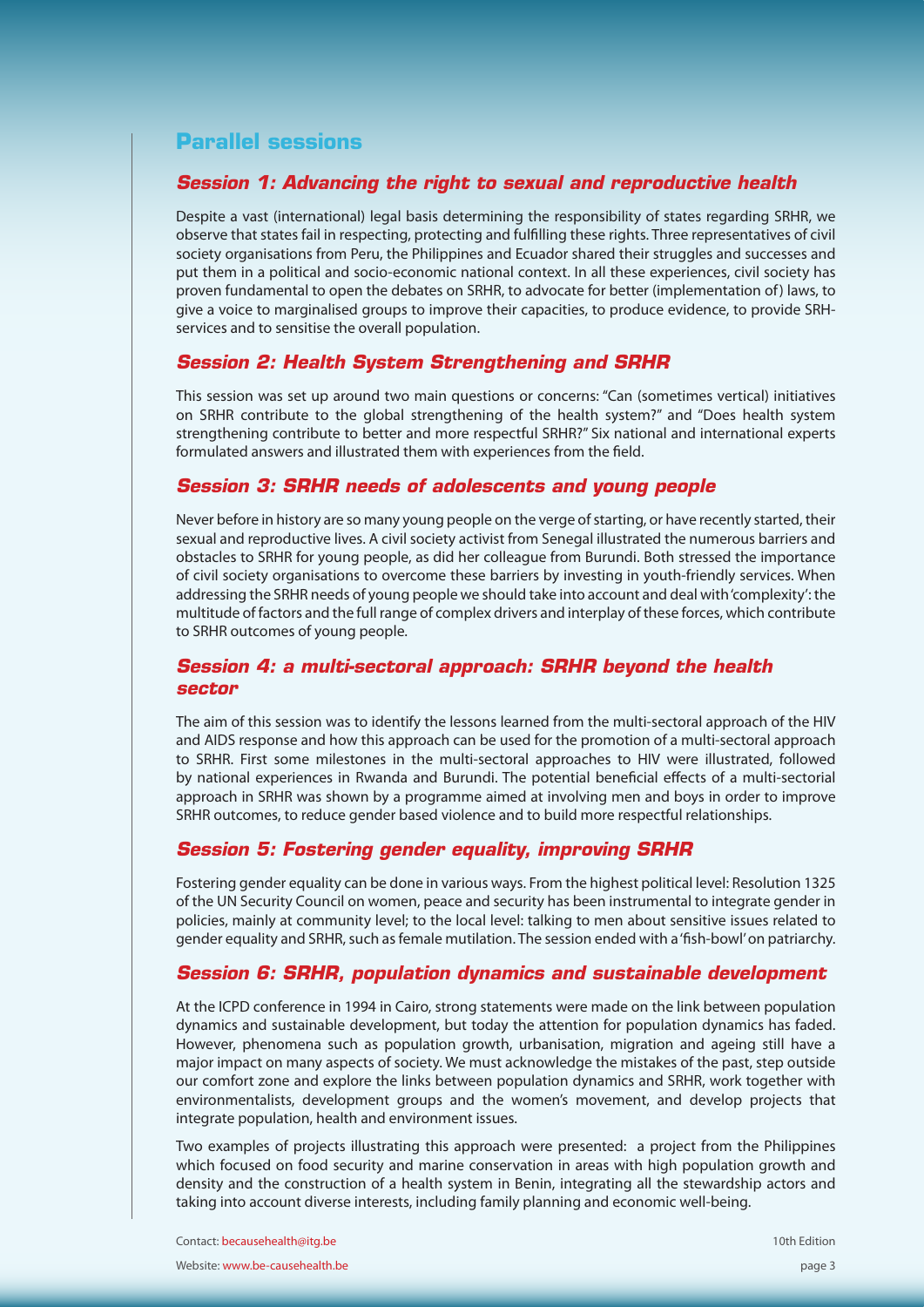## Parallel sessions

### *Session 1: Advancing the right to sexual and reproductive health*

Despite a vast (international) legal basis determining the responsibility of states regarding SRHR, we observe that states fail in respecting, protecting and fulfilling these rights. Three representatives of civil society organisations from Peru, the Philippines and Ecuador shared their struggles and successes and put them in a political and socio-economic national context. In all these experiences, civil society has proven fundamental to open the debates on SRHR, to advocate for better (implementation of) laws, to give a voice to marginalised groups to improve their capacities, to produce evidence, to provide SRH-services and to sensitise the overall population.

### *Session 2: Health System Strengthening and SRHR*

This session was set up around two main questions or concerns: "Can (sometimes vertical) initiatives on SRHR contribute to the global strengthening of the health system?" and "Does health system strengthening contribute to better and more respectful SRHR?" Six national and international experts formulated answers and illustrated them with experiences from the field.

### *Session 3: SRHR needs of adolescents and young people*

Never before in history are so many young people on the verge of starting, or have recently started, their sexual and reproductive lives. A civil society activist from Senegal illustrated the numerous barriers and obstacles to SRHR for young people, as did her colleague from Burundi. Both stressed the importance of civil society organisations to overcome these barriers by investing in youth-friendly services. When addressing the SRHR needs of young people we should take into account and deal with 'complexity': the multitude of factors and the full range of complex drivers and interplay of these forces, which contribute to SRHR outcomes of young people.

### *Session 4: a multi-sectoral approach: SRHR beyond the health sector*

The aim of this session was to identify the lessons learned from the multi-sectoral approach of the HIV and AIDS response and how this approach can be used for the promotion of a multi-sectoral approach to SRHR. First some milestones in the multi-sectoral approaches to HIV were illustrated, followed by national experiences in Rwanda and Burundi. The potential beneficial effects of a multi-sectorial approach in SRHR was shown by a programme aimed at involving men and boys in order to improve SRHR outcomes, to reduce gender based violence and to build more respectful relationships.

### *Session 5: Fostering gender equality, improving SRHR*

Fostering gender equality can be done in various ways. From the highest political level: Resolution 1325 of the UN Security Council on women, peace and security has been instrumental to integrate gender in policies, mainly at community level; to the local level: talking to men about sensitive issues related to gender equality and SRHR, such as female mutilation. The session ended with a 'fish-bowl' on patriarchy.

### *Session 6: SRHR, population dynamics and sustainable development*

At the ICPD conference in 1994 in Cairo, strong statements were made on the link between population dynamics and sustainable development, but today the attention for population dynamics has faded. However, phenomena such as population growth, urbanisation, migration and ageing still have a major impact on many aspects of society. We must acknowledge the mistakes of the past, step outside our comfort zone and explore the links between population dynamics and SRHR, work together with environmentalists, development groups and the women's movement, and develop projects that integrate population, health and environment issues.

Two examples of projects illustrating this approach were presented: a project from the Philippines which focused on food security and marine conservation in areas with high population growth and density and the construction of a health system in Benin, integrating all the stewardship actors and taking into account diverse interests, including family planning and economic well-being.

Contact: becausehealth@itg.be

Website: www.be-causehealth.be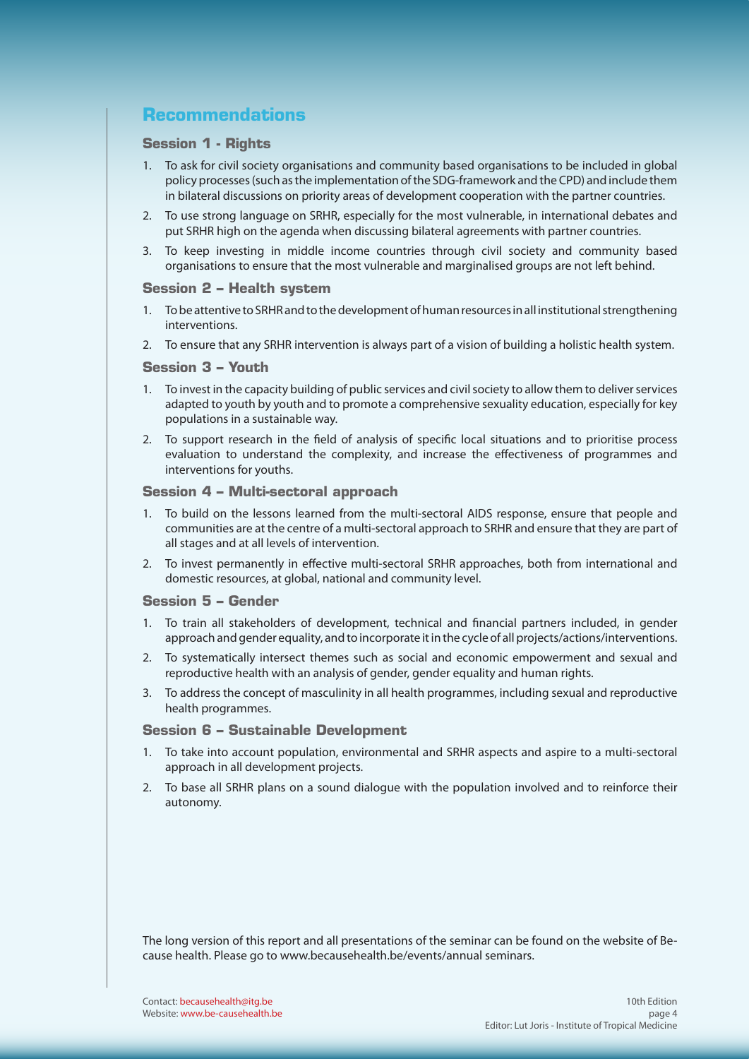## Recommendations

### Session 1 - Rights

1. To ask for civil society organisations and community based organisations to be included in global policy processes (such as the implementation of the SDG-framework and the CPD) and include them in bilateral discussions on priority areas of development cooperation with the partner countries.
2. To use strong language on SRHR, especially for the most vulnerable, in international debates and put SRHR high on the agenda when discussing bilateral agreements with partner countries.
3. To keep investing in middle income countries through civil society and community based organisations to ensure that the most vulnerable and marginalised groups are not left behind.

### Session 2 – Health system

1. To be attentive to SRHR and to the development of human resources in all institutional strengthening interventions.
2. To ensure that any SRHR intervention is always part of a vision of building a holistic health system.

### Session 3 – Youth

1. To invest in the capacity building of public services and civil society to allow them to deliver services adapted to youth by youth and to promote a comprehensive sexuality education, especially for key populations in a sustainable way.
2. To support research in the field of analysis of specific local situations and to prioritise process evaluation to understand the complexity, and increase the effectiveness of programmes and interventions for youths.

### Session 4 – Multi-sectoral approach

1. To build on the lessons learned from the multi-sectoral AIDS response, ensure that people and communities are at the centre of a multi-sectoral approach to SRHR and ensure that they are part of all stages and at all levels of intervention.
2. To invest permanently in effective multi-sectoral SRHR approaches, both from international and domestic resources, at global, national and community level.

### Session 5 – Gender

1. To train all stakeholders of development, technical and financial partners included, in gender approach and gender equality, and to incorporate it in the cycle of all projects/actions/interventions.
2. To systematically intersect themes such as social and economic empowerment and sexual and reproductive health with an analysis of gender, gender equality and human rights.
3. To address the concept of masculinity in all health programmes, including sexual and reproductive health programmes.

### Session 6 – Sustainable Development

1. To take into account population, environmental and SRHR aspects and aspire to a multi-sectoral approach in all development projects.
2. To base all SRHR plans on a sound dialogue with the population involved and to reinforce their autonomy.

The long version of this report and all presentations of the seminar can be found on the website of Be-cause health. Please go to www.becausehealth.be/events/annual seminars.

Contact: becausehealth@itg.be
Website: www.be-causehealth.be

10th Edition
Editor: Lut Joris - Institute of Tropical Medicine